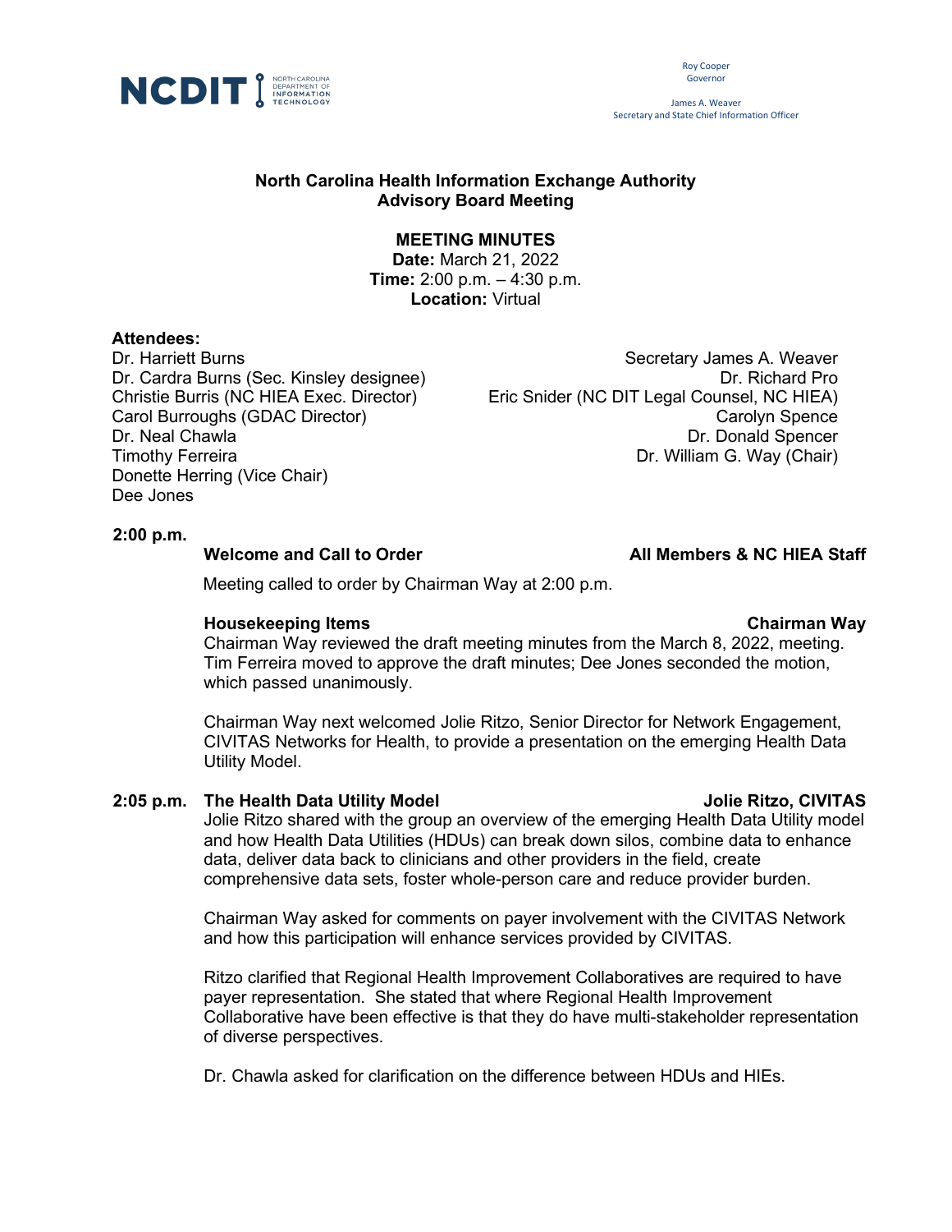NCDIT | North Carolina Department of Information Technology

Roy Cooper
Governor

James A. Weaver
Secretary and State Chief Information Officer

# North Carolina Health Information Exchange Authority Advisory Board Meeting

## MEETING MINUTES

**Date:** March 21, 2022
**Time:** 2:00 p.m. – 4:30 p.m.
**Location:** Virtual

**Attendees:**

Dr. Harriett Burns
Dr. Cardra Burns (Sec. Kinsley designee)
Christie Burris (NC HIEA Exec. Director)
Carol Burroughs (GDAC Director)
Dr. Neal Chawla
Timothy Ferreira
Donette Herring (Vice Chair)
Dee Jones
Secretary James A. Weaver
Dr. Richard Pro
Eric Snider (NC DIT Legal Counsel, NC HIEA)
Carolyn Spence
Dr. Donald Spencer
Dr. William G. Way (Chair)

**2:00 p.m.**

**Welcome and Call to Order** — **All Members & NC HIEA Staff**

Meeting called to order by Chairman Way at 2:00 p.m.

**Housekeeping Items** — **Chairman Way**

Chairman Way reviewed the draft meeting minutes from the March 8, 2022, meeting. Tim Ferreira moved to approve the draft minutes; Dee Jones seconded the motion, which passed unanimously.

Chairman Way next welcomed Jolie Ritzo, Senior Director for Network Engagement, CIVITAS Networks for Health, to provide a presentation on the emerging Health Data Utility Model.

**2:05 p.m. The Health Data Utility Model** — **Jolie Ritzo, CIVITAS**

Jolie Ritzo shared with the group an overview of the emerging Health Data Utility model and how Health Data Utilities (HDUs) can break down silos, combine data to enhance data, deliver data back to clinicians and other providers in the field, create comprehensive data sets, foster whole-person care and reduce provider burden.

Chairman Way asked for comments on payer involvement with the CIVITAS Network and how this participation will enhance services provided by CIVITAS.

Ritzo clarified that Regional Health Improvement Collaboratives are required to have payer representation. She stated that where Regional Health Improvement Collaborative have been effective is that they do have multi-stakeholder representation of diverse perspectives.

Dr. Chawla asked for clarification on the difference between HDUs and HIEs.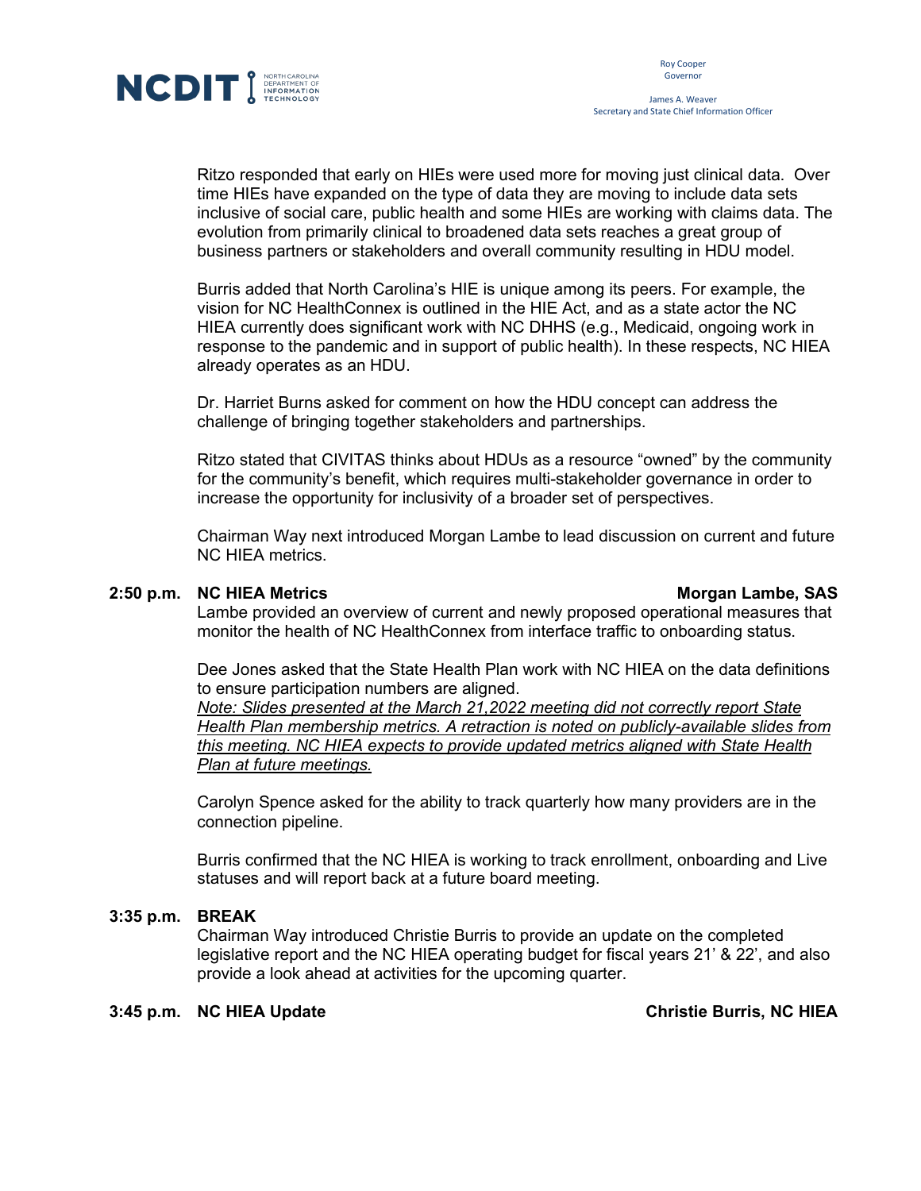Ritzo responded that early on HIEs were used more for moving just clinical data. Over time HIEs have expanded on the type of data they are moving to include data sets inclusive of social care, public health and some HIEs are working with claims data. The evolution from primarily clinical to broadened data sets reaches a great group of business partners or stakeholders and overall community resulting in HDU model.

Burris added that North Carolina's HIE is unique among its peers. For example, the vision for NC HealthConnex is outlined in the HIE Act, and as a state actor the NC HIEA currently does significant work with NC DHHS (e.g., Medicaid, ongoing work in response to the pandemic and in support of public health). In these respects, NC HIEA already operates as an HDU.

Dr. Harriet Burns asked for comment on how the HDU concept can address the challenge of bringing together stakeholders and partnerships.

Ritzo stated that CIVITAS thinks about HDUs as a resource "owned" by the community for the community's benefit, which requires multi-stakeholder governance in order to increase the opportunity for inclusivity of a broader set of perspectives.

Chairman Way next introduced Morgan Lambe to lead discussion on current and future NC HIEA metrics.

**2:50 p.m. NC HIEA Metrics** **Morgan Lambe, SAS**

Lambe provided an overview of current and newly proposed operational measures that monitor the health of NC HealthConnex from interface traffic to onboarding status.

Dee Jones asked that the State Health Plan work with NC HIEA on the data definitions to ensure participation numbers are aligned.
*Note: Slides presented at the March 21,2022 meeting did not correctly report State Health Plan membership metrics. A retraction is noted on publicly-available slides from this meeting. NC HIEA expects to provide updated metrics aligned with State Health Plan at future meetings.*

Carolyn Spence asked for the ability to track quarterly how many providers are in the connection pipeline.

Burris confirmed that the NC HIEA is working to track enrollment, onboarding and Live statuses and will report back at a future board meeting.

**3:35 p.m. BREAK**

Chairman Way introduced Christie Burris to provide an update on the completed legislative report and the NC HIEA operating budget for fiscal years 21' & 22', and also provide a look ahead at activities for the upcoming quarter.

**3:45 p.m. NC HIEA Update** **Christie Burris, NC HIEA**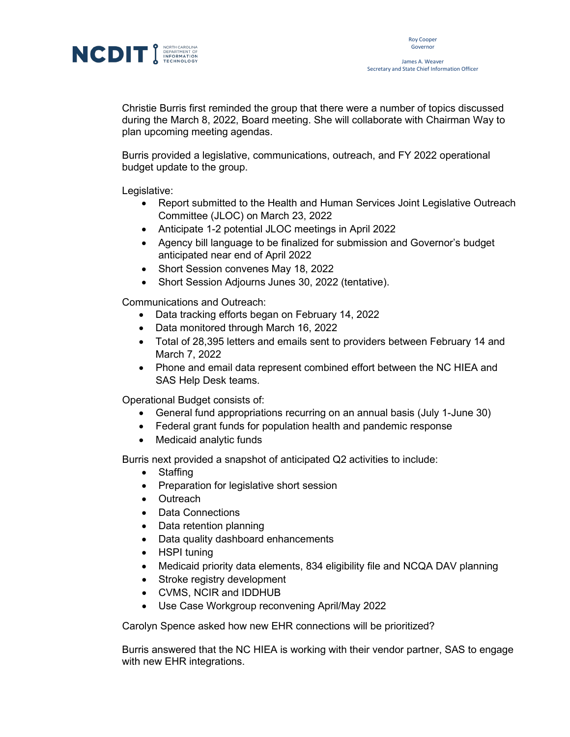Christie Burris first reminded the group that there were a number of topics discussed during the March 8, 2022, Board meeting. She will collaborate with Chairman Way to plan upcoming meeting agendas.

Burris provided a legislative, communications, outreach, and FY 2022 operational budget update to the group.

Legislative:

- Report submitted to the Health and Human Services Joint Legislative Outreach Committee (JLOC) on March 23, 2022
- Anticipate 1-2 potential JLOC meetings in April 2022
- Agency bill language to be finalized for submission and Governor's budget anticipated near end of April 2022
- Short Session convenes May 18, 2022
- Short Session Adjourns Junes 30, 2022 (tentative).

Communications and Outreach:

- Data tracking efforts began on February 14, 2022
- Data monitored through March 16, 2022
- Total of 28,395 letters and emails sent to providers between February 14 and March 7, 2022
- Phone and email data represent combined effort between the NC HIEA and SAS Help Desk teams.

Operational Budget consists of:

- General fund appropriations recurring on an annual basis (July 1-June 30)
- Federal grant funds for population health and pandemic response
- Medicaid analytic funds

Burris next provided a snapshot of anticipated Q2 activities to include:

- Staffing
- Preparation for legislative short session
- Outreach
- Data Connections
- Data retention planning
- Data quality dashboard enhancements
- HSPI tuning
- Medicaid priority data elements, 834 eligibility file and NCQA DAV planning
- Stroke registry development
- CVMS, NCIR and IDDHUB
- Use Case Workgroup reconvening April/May 2022

Carolyn Spence asked how new EHR connections will be prioritized?

Burris answered that the NC HIEA is working with their vendor partner, SAS to engage with new EHR integrations.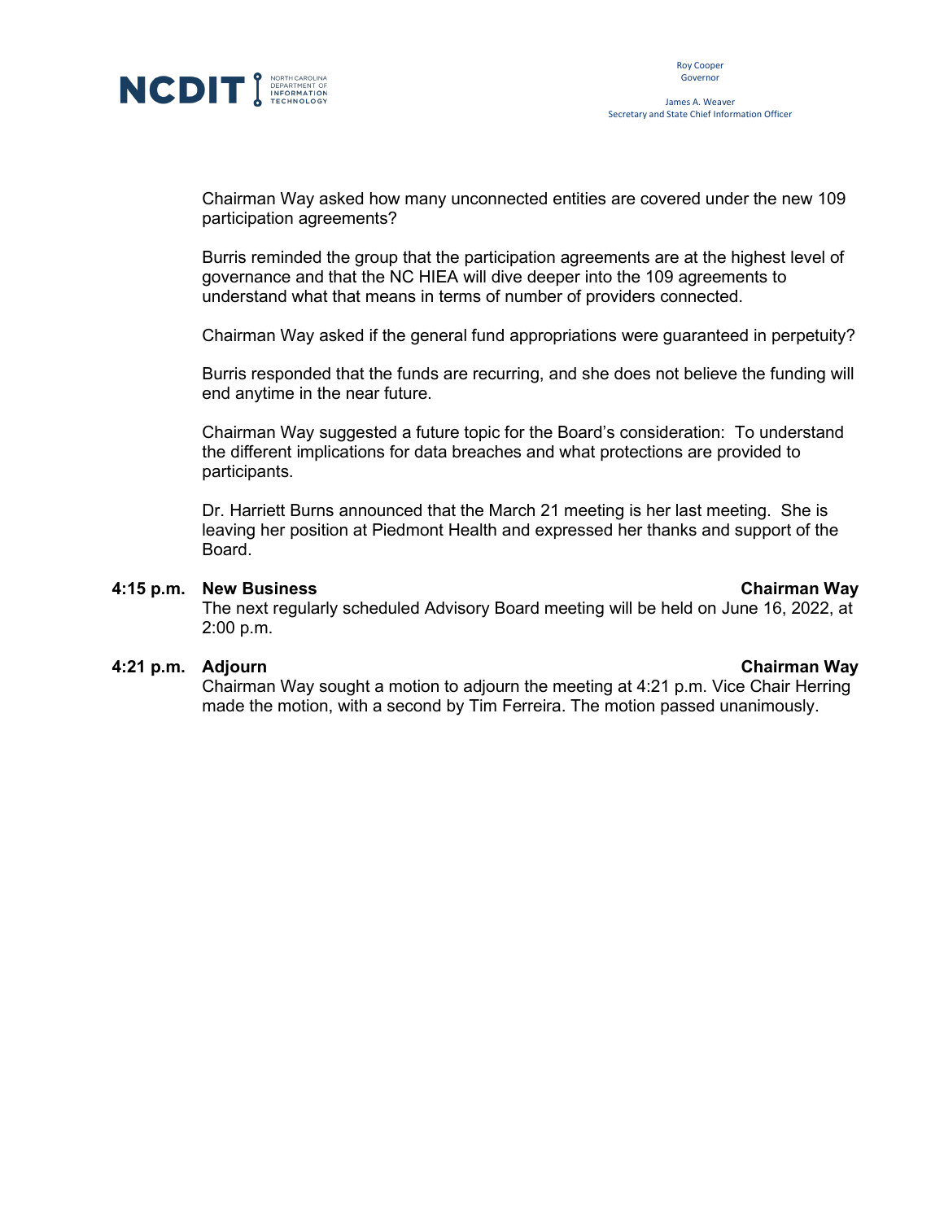Chairman Way asked how many unconnected entities are covered under the new 109 participation agreements?

Burris reminded the group that the participation agreements are at the highest level of governance and that the NC HIEA will dive deeper into the 109 agreements to understand what that means in terms of number of providers connected.

Chairman Way asked if the general fund appropriations were guaranteed in perpetuity?

Burris responded that the funds are recurring, and she does not believe the funding will end anytime in the near future.

Chairman Way suggested a future topic for the Board's consideration: To understand the different implications for data breaches and what protections are provided to participants.

Dr. Harriett Burns announced that the March 21 meeting is her last meeting. She is leaving her position at Piedmont Health and expressed her thanks and support of the Board.

**4:15 p.m. New Business** **Chairman Way**

The next regularly scheduled Advisory Board meeting will be held on June 16, 2022, at 2:00 p.m.

**4:21 p.m. Adjourn** **Chairman Way**

Chairman Way sought a motion to adjourn the meeting at 4:21 p.m. Vice Chair Herring made the motion, with a second by Tim Ferreira. The motion passed unanimously.